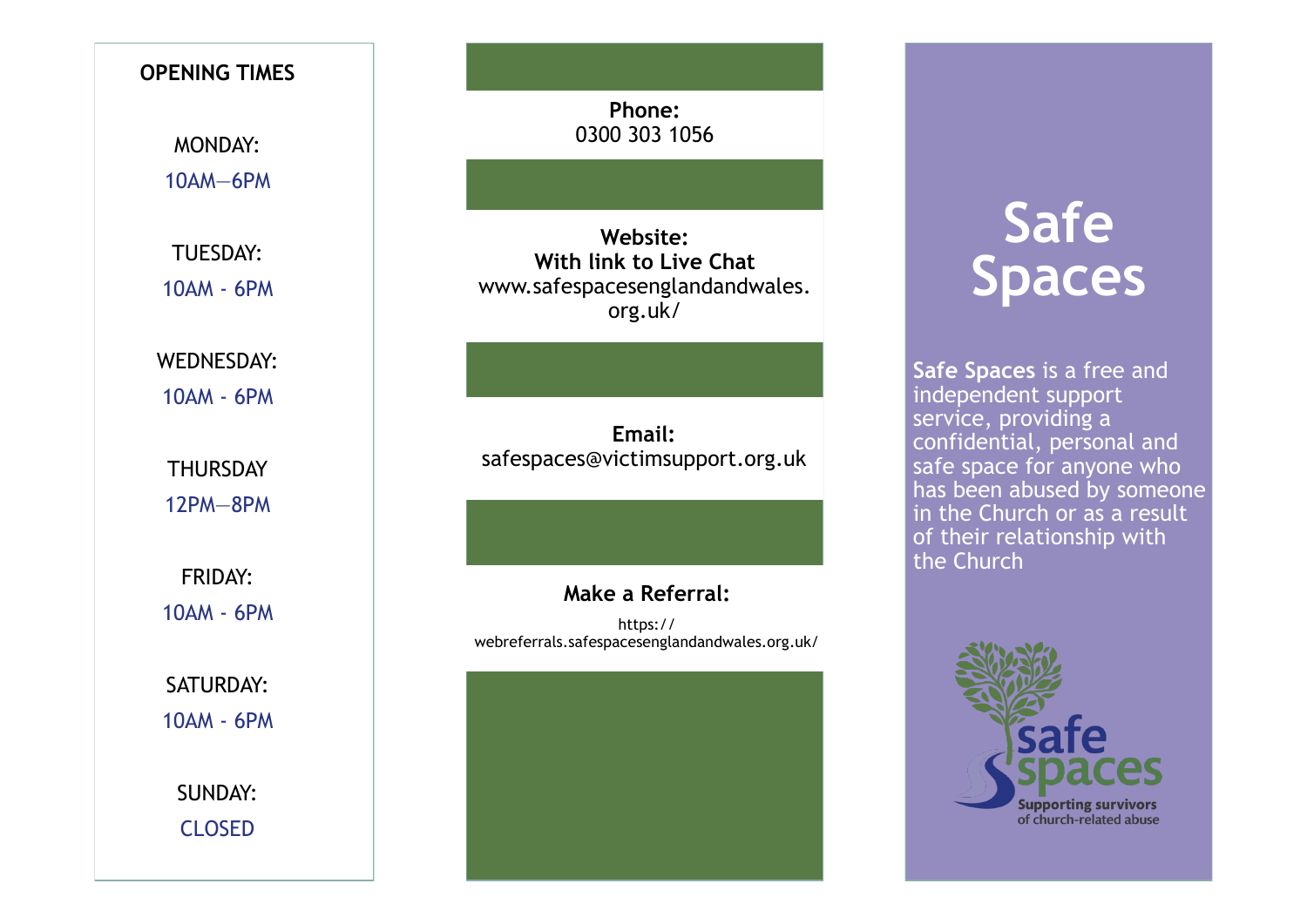## OPENING TIMES

MONDAY:
10AM—6PM

TUESDAY:
10AM - 6PM

WEDNESDAY:
10AM - 6PM

THURSDAY
12PM—8PM

FRIDAY:
10AM - 6PM

SATURDAY:
10AM - 6PM

SUNDAY:
CLOSED

**Phone:**
0300 303 1056

**Website:**
**With link to Live Chat**
www.safespacesenglandandwales.org.uk/

**Email:**
safespaces@victimsupport.org.uk

**Make a Referral:**

https://webreferrals.safespacesenglandandwales.org.uk/

# Safe Spaces

**Safe Spaces** is a free and independent support service, providing a confidential, personal and safe space for anyone who has been abused by someone in the Church or as a result of their relationship with the Church

safe spaces
Supporting survivors of church-related abuse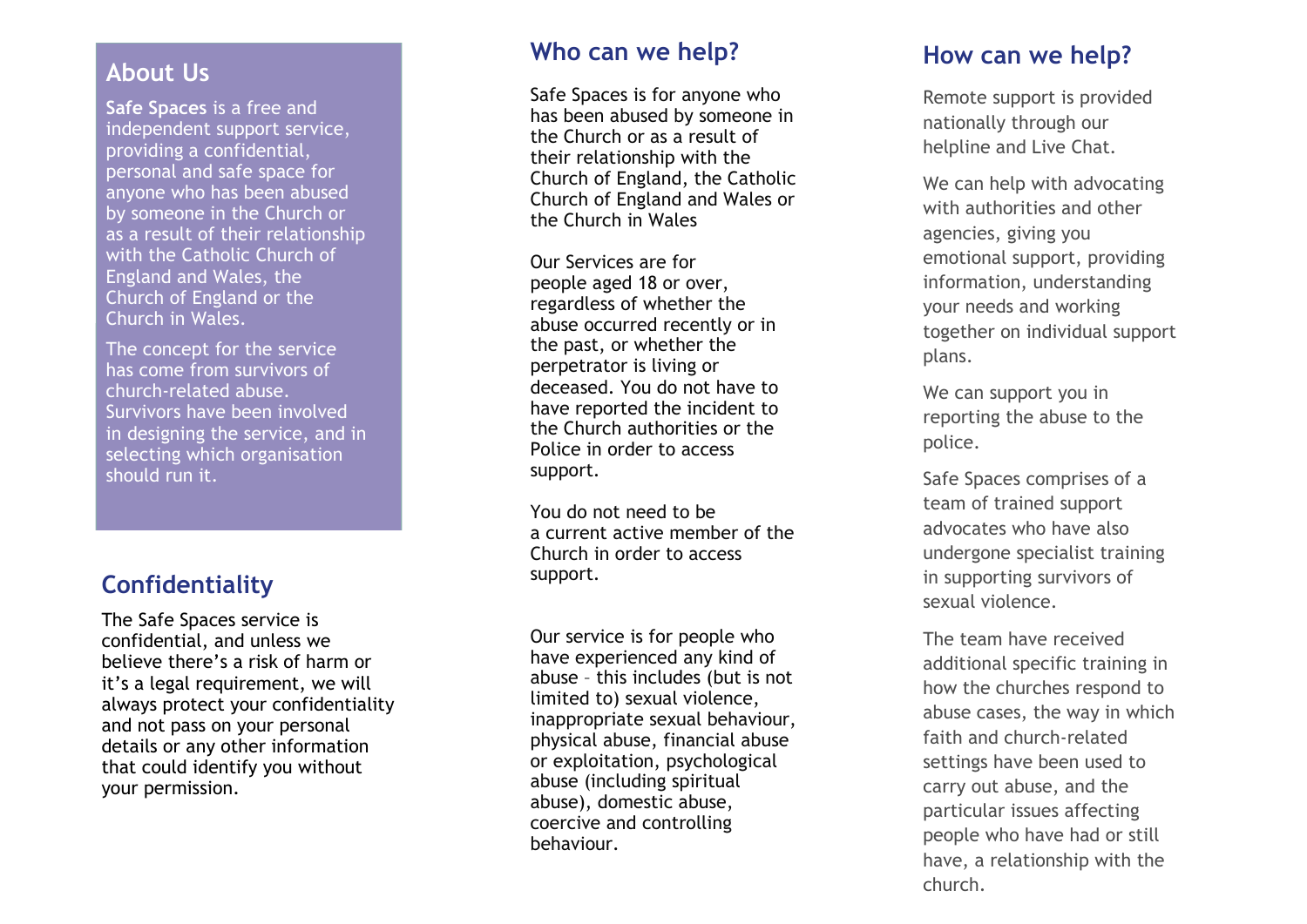## About Us

**Safe Spaces** is a free and independent support service, providing a confidential, personal and safe space for anyone who has been abused by someone in the Church or as a result of their relationship with the Catholic Church of England and Wales, the Church of England or the Church in Wales.

The concept for the service has come from survivors of church-related abuse. Survivors have been involved in designing the service, and in selecting which organisation should run it.

## Confidentiality

The Safe Spaces service is confidential, and unless we believe there's a risk of harm or it's a legal requirement, we will always protect your confidentiality and not pass on your personal details or any other information that could identify you without your permission.

## Who can we help?

Safe Spaces is for anyone who has been abused by someone in the Church or as a result of their relationship with the Church of England, the Catholic Church of England and Wales or the Church in Wales

Our Services are for people aged 18 or over, regardless of whether the abuse occurred recently or in the past, or whether the perpetrator is living or deceased. You do not have to have reported the incident to the Church authorities or the Police in order to access support.

You do not need to be a current active member of the Church in order to access support.

Our service is for people who have experienced any kind of abuse – this includes (but is not limited to) sexual violence, inappropriate sexual behaviour, physical abuse, financial abuse or exploitation, psychological abuse (including spiritual abuse), domestic abuse, coercive and controlling behaviour.

## How can we help?

Remote support is provided nationally through our helpline and Live Chat.

We can help with advocating with authorities and other agencies, giving you emotional support, providing information, understanding your needs and working together on individual support plans.

We can support you in reporting the abuse to the police.

Safe Spaces comprises of a team of trained support advocates who have also undergone specialist training in supporting survivors of sexual violence.

The team have received additional specific training in how the churches respond to abuse cases, the way in which faith and church-related settings have been used to carry out abuse, and the particular issues affecting people who have had or still have, a relationship with the church.